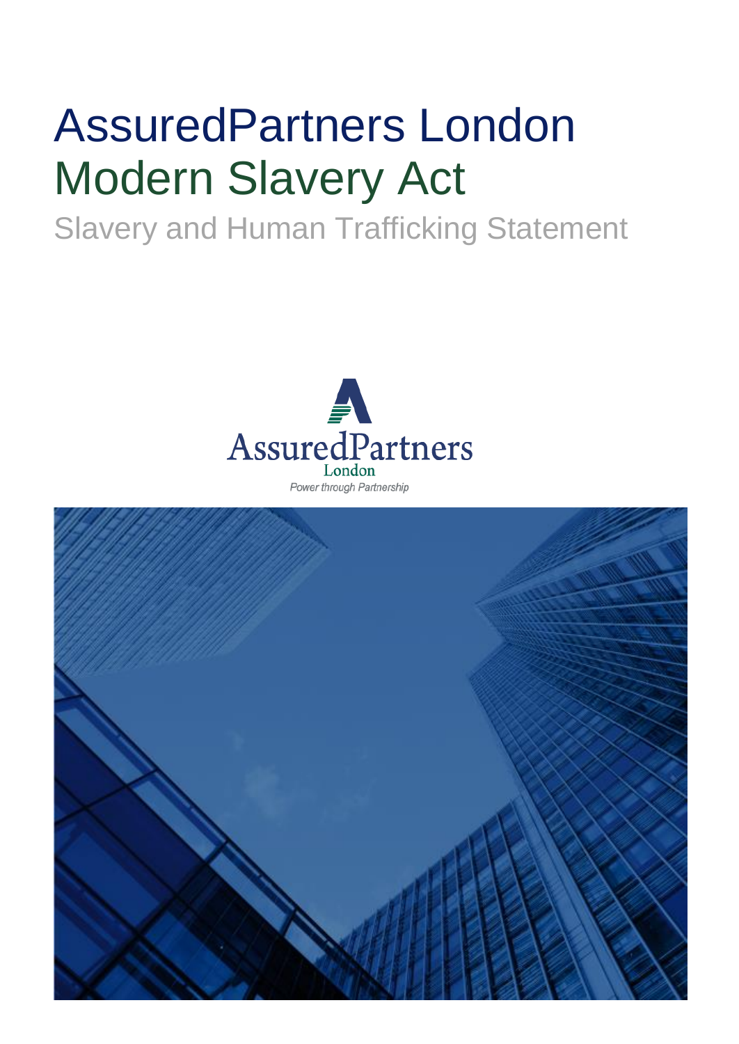# AssuredPartners London
# Modern Slavery Act
## Slavery and Human Trafficking Statement

AssuredPartners
London
*Power through Partnership*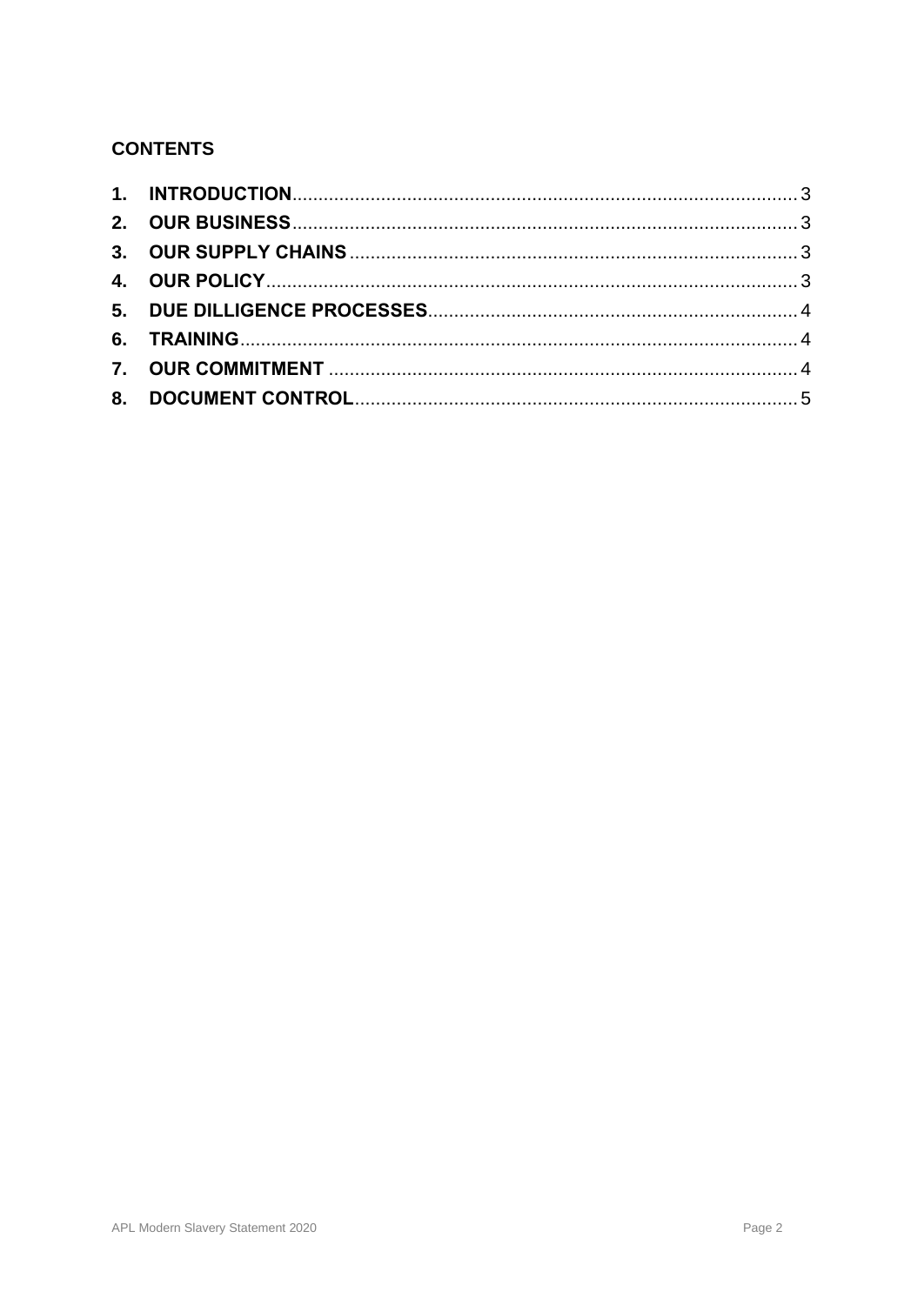## CONTENTS

1. **INTRODUCTION** ........ 3
2. **OUR BUSINESS** ........ 3
3. **OUR SUPPLY CHAINS** ........ 3
4. **OUR POLICY** ........ 3
5. **DUE DILLIGENCE PROCESSES** ........ 4
6. **TRAINING** ........ 4
7. **OUR COMMITMENT** ........ 4
8. **DOCUMENT CONTROL** ........ 5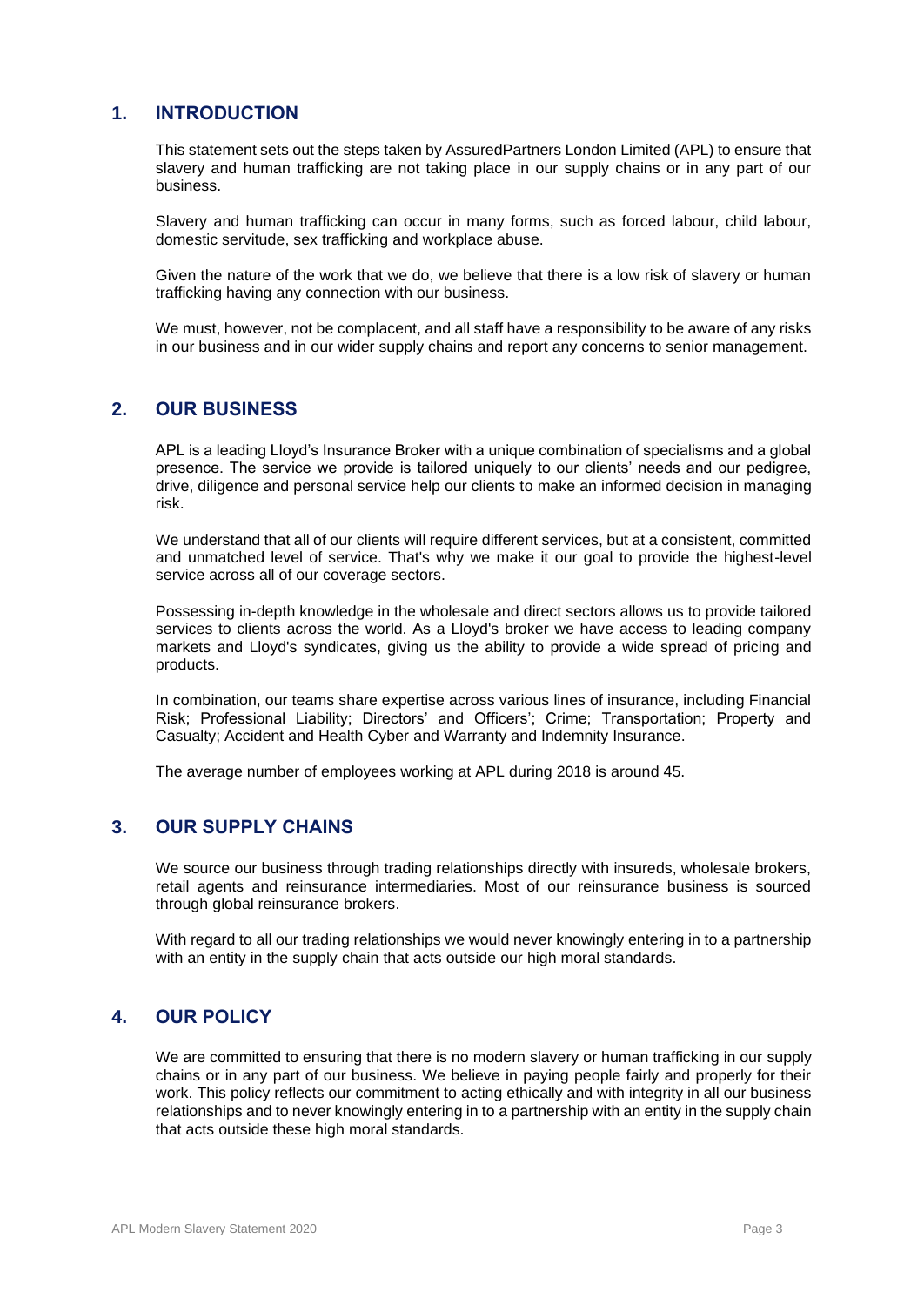## 1. INTRODUCTION

This statement sets out the steps taken by AssuredPartners London Limited (APL) to ensure that slavery and human trafficking are not taking place in our supply chains or in any part of our business.

Slavery and human trafficking can occur in many forms, such as forced labour, child labour, domestic servitude, sex trafficking and workplace abuse.

Given the nature of the work that we do, we believe that there is a low risk of slavery or human trafficking having any connection with our business.

We must, however, not be complacent, and all staff have a responsibility to be aware of any risks in our business and in our wider supply chains and report any concerns to senior management.

## 2. OUR BUSINESS

APL is a leading Lloyd's Insurance Broker with a unique combination of specialisms and a global presence. The service we provide is tailored uniquely to our clients' needs and our pedigree, drive, diligence and personal service help our clients to make an informed decision in managing risk.

We understand that all of our clients will require different services, but at a consistent, committed and unmatched level of service. That's why we make it our goal to provide the highest-level service across all of our coverage sectors.

Possessing in-depth knowledge in the wholesale and direct sectors allows us to provide tailored services to clients across the world. As a Lloyd's broker we have access to leading company markets and Lloyd's syndicates, giving us the ability to provide a wide spread of pricing and products.

In combination, our teams share expertise across various lines of insurance, including Financial Risk; Professional Liability; Directors' and Officers'; Crime; Transportation; Property and Casualty; Accident and Health Cyber and Warranty and Indemnity Insurance.

The average number of employees working at APL during 2018 is around 45.

## 3. OUR SUPPLY CHAINS

We source our business through trading relationships directly with insureds, wholesale brokers, retail agents and reinsurance intermediaries. Most of our reinsurance business is sourced through global reinsurance brokers.

With regard to all our trading relationships we would never knowingly entering in to a partnership with an entity in the supply chain that acts outside our high moral standards.

## 4. OUR POLICY

We are committed to ensuring that there is no modern slavery or human trafficking in our supply chains or in any part of our business. We believe in paying people fairly and properly for their work. This policy reflects our commitment to acting ethically and with integrity in all our business relationships and to never knowingly entering in to a partnership with an entity in the supply chain that acts outside these high moral standards.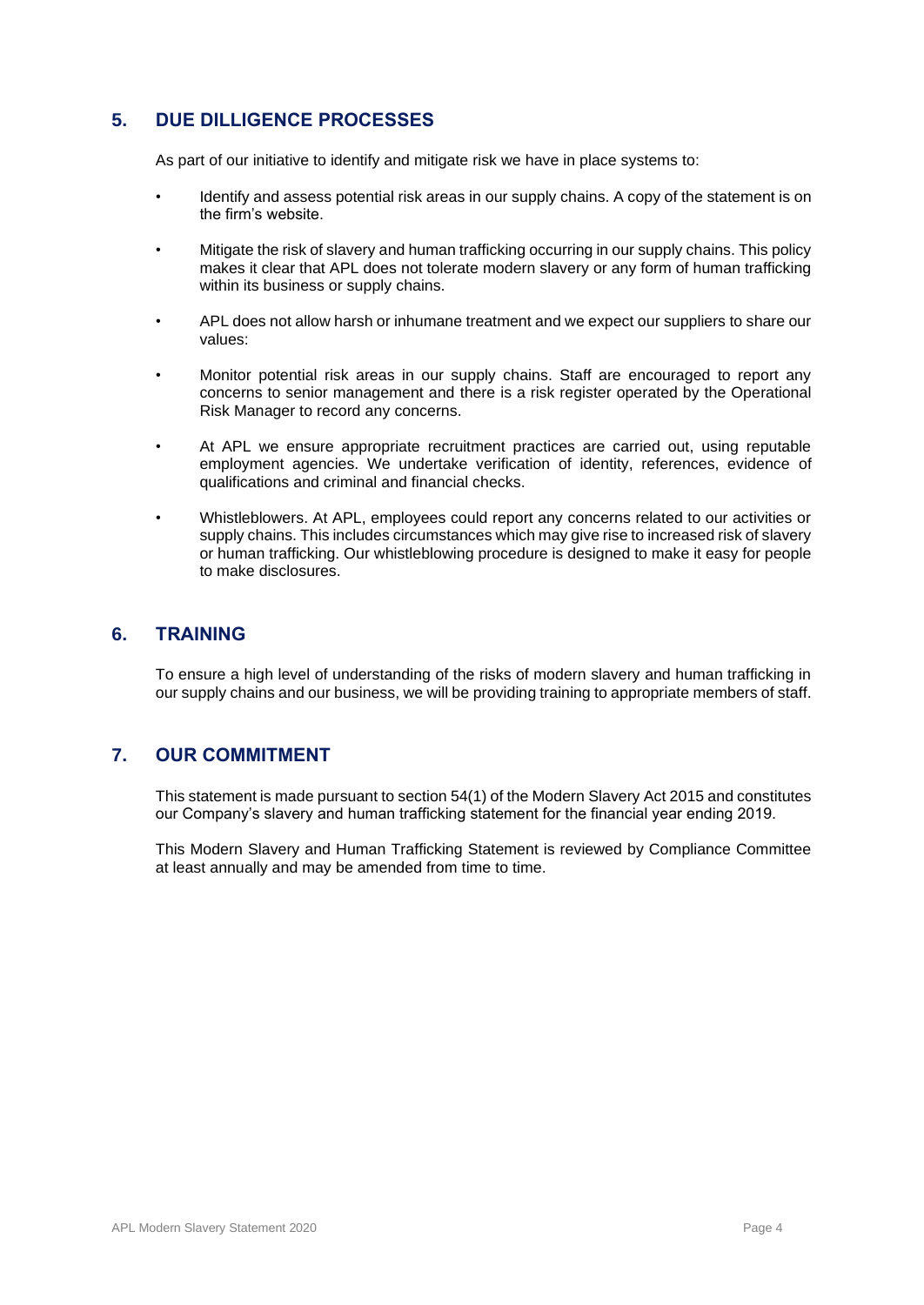## 5. DUE DILLIGENCE PROCESSES

As part of our initiative to identify and mitigate risk we have in place systems to:

- Identify and assess potential risk areas in our supply chains. A copy of the statement is on the firm's website.
- Mitigate the risk of slavery and human trafficking occurring in our supply chains. This policy makes it clear that APL does not tolerate modern slavery or any form of human trafficking within its business or supply chains.
- APL does not allow harsh or inhumane treatment and we expect our suppliers to share our values:
- Monitor potential risk areas in our supply chains. Staff are encouraged to report any concerns to senior management and there is a risk register operated by the Operational Risk Manager to record any concerns.
- At APL we ensure appropriate recruitment practices are carried out, using reputable employment agencies. We undertake verification of identity, references, evidence of qualifications and criminal and financial checks.
- Whistleblowers. At APL, employees could report any concerns related to our activities or supply chains. This includes circumstances which may give rise to increased risk of slavery or human trafficking. Our whistleblowing procedure is designed to make it easy for people to make disclosures.

## 6. TRAINING

To ensure a high level of understanding of the risks of modern slavery and human trafficking in our supply chains and our business, we will be providing training to appropriate members of staff.

## 7. OUR COMMITMENT

This statement is made pursuant to section 54(1) of the Modern Slavery Act 2015 and constitutes our Company's slavery and human trafficking statement for the financial year ending 2019.

This Modern Slavery and Human Trafficking Statement is reviewed by Compliance Committee at least annually and may be amended from time to time.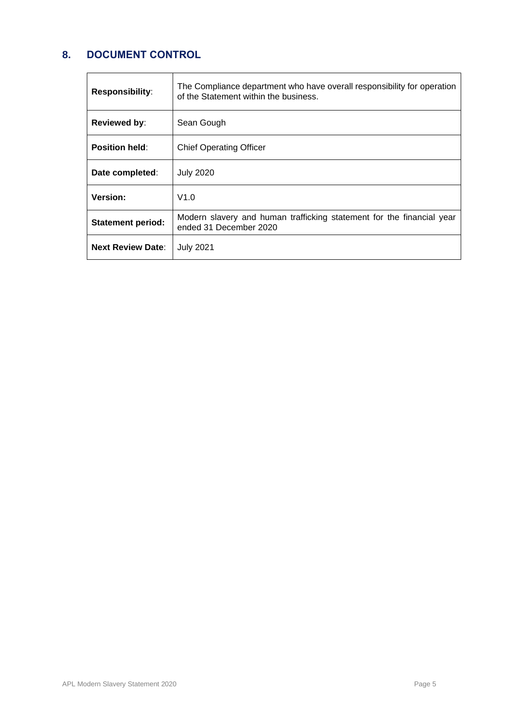## 8. DOCUMENT CONTROL

| | |
|---|---|
| **Responsibility**: | The Compliance department who have overall responsibility for operation of the Statement within the business. |
| **Reviewed by**: | Sean Gough |
| **Position held**: | Chief Operating Officer |
| **Date completed**: | July 2020 |
| **Version:** | V1.0 |
| **Statement period:** | Modern slavery and human trafficking statement for the financial year ended 31 December 2020 |
| **Next Review Date**: | July 2021 |